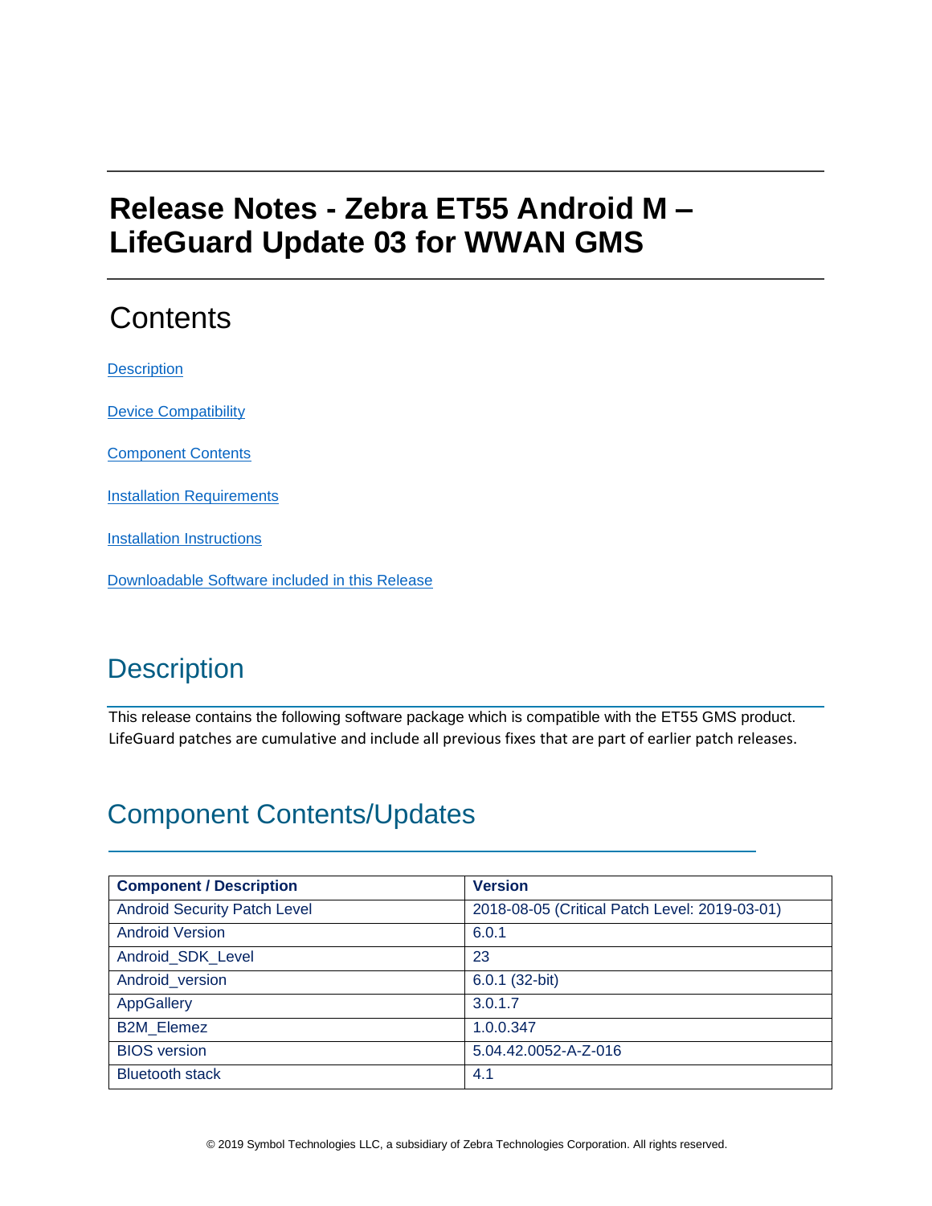# Release Notes - Zebra ET55 Android M – LifeGuard Update 03 for WWAN GMS

## Contents

[Description](#description)

[Device Compatibility](#device-compatibility)

[Component Contents](#component-contents)

[Installation Requirements](#installation-requirements)

[Installation Instructions](#installation-instructions)

[Downloadable Software included in this Release](#downloadable-software-included-in-this-release)

## Description

This release contains the following software package which is compatible with the ET55 GMS product. LifeGuard patches are cumulative and include all previous fixes that are part of earlier patch releases.

## Component Contents/Updates

| Component / Description | Version |
| --- | --- |
| Android Security Patch Level | 2018-08-05 (Critical Patch Level: 2019-03-01) |
| Android Version | 6.0.1 |
| Android_SDK_Level | 23 |
| Android_version | 6.0.1 (32-bit) |
| AppGallery | 3.0.1.7 |
| B2M_Elemez | 1.0.0.347 |
| BIOS version | 5.04.42.0052-A-Z-016 |
| Bluetooth stack | 4.1 |

© 2019 Symbol Technologies LLC, a subsidiary of Zebra Technologies Corporation. All rights reserved.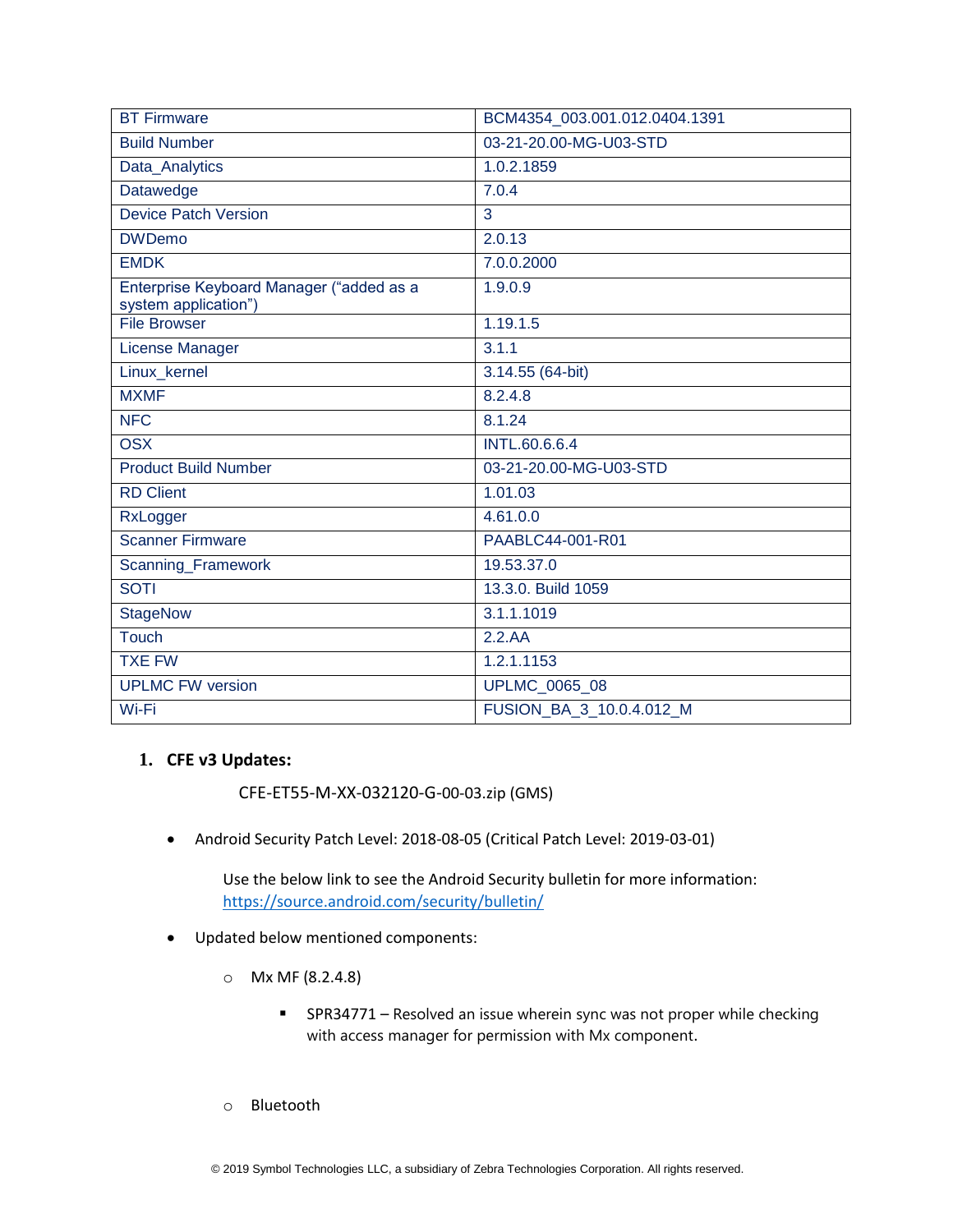| BT Firmware | BCM4354_003.001.012.0404.1391 |
|---|---|
| Build Number | 03-21-20.00-MG-U03-STD |
| Data_Analytics | 1.0.2.1859 |
| Datawedge | 7.0.4 |
| Device Patch Version | 3 |
| DWDemo | 2.0.13 |
| EMDK | 7.0.0.2000 |
| Enterprise Keyboard Manager ("added as a system application") | 1.9.0.9 |
| File Browser | 1.19.1.5 |
| License Manager | 3.1.1 |
| Linux_kernel | 3.14.55 (64-bit) |
| MXMF | 8.2.4.8 |
| NFC | 8.1.24 |
| OSX | INTL.60.6.6.4 |
| Product Build Number | 03-21-20.00-MG-U03-STD |
| RD Client | 1.01.03 |
| RxLogger | 4.61.0.0 |
| Scanner Firmware | PAABLC44-001-R01 |
| Scanning_Framework | 19.53.37.0 |
| SOTI | 13.3.0. Build 1059 |
| StageNow | 3.1.1.1019 |
| Touch | 2.2.AA |
| TXE FW | 1.2.1.1153 |
| UPLMC FW version | UPLMC_0065_08 |
| Wi-Fi | FUSION_BA_3_10.0.4.012_M |

1. **CFE v3 Updates:**

   CFE-ET55-M-XX-032120-G-00-03.zip (GMS)

- Android Security Patch Level: 2018-08-05 (Critical Patch Level: 2019-03-01)

  Use the below link to see the Android Security bulletin for more information: https://source.android.com/security/bulletin/

- Updated below mentioned components:

  - Mx MF (8.2.4.8)

    - SPR34771 – Resolved an issue wherein sync was not proper while checking with access manager for permission with Mx component.

  - Bluetooth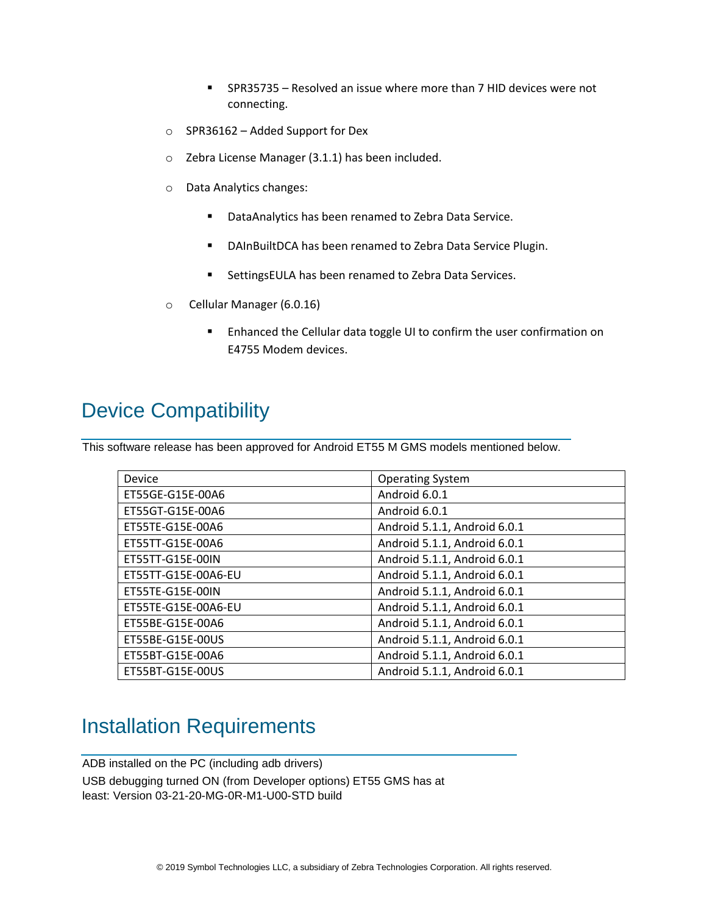- SPR35735 – Resolved an issue where more than 7 HID devices were not connecting.

    - SPR36162 – Added Support for Dex

    - Zebra License Manager (3.1.1) has been included.

    - Data Analytics changes:

        - DataAnalytics has been renamed to Zebra Data Service.

        - DAInBuiltDCA has been renamed to Zebra Data Service Plugin.

        - SettingsEULA has been renamed to Zebra Data Services.

    - Cellular Manager (6.0.16)

        - Enhanced the Cellular data toggle UI to confirm the user confirmation on E4755 Modem devices.

## Device Compatibility

This software release has been approved for Android ET55 M GMS models mentioned below.

| Device | Operating System |
|---|---|
| ET55GE-G15E-00A6 | Android 6.0.1 |
| ET55GT-G15E-00A6 | Android 6.0.1 |
| ET55TE-G15E-00A6 | Android 5.1.1, Android 6.0.1 |
| ET55TT-G15E-00A6 | Android 5.1.1, Android 6.0.1 |
| ET55TT-G15E-00IN | Android 5.1.1, Android 6.0.1 |
| ET55TT-G15E-00A6-EU | Android 5.1.1, Android 6.0.1 |
| ET55TE-G15E-00IN | Android 5.1.1, Android 6.0.1 |
| ET55TE-G15E-00A6-EU | Android 5.1.1, Android 6.0.1 |
| ET55BE-G15E-00A6 | Android 5.1.1, Android 6.0.1 |
| ET55BE-G15E-00US | Android 5.1.1, Android 6.0.1 |
| ET55BT-G15E-00A6 | Android 5.1.1, Android 6.0.1 |
| ET55BT-G15E-00US | Android 5.1.1, Android 6.0.1 |

## Installation Requirements

ADB installed on the PC (including adb drivers)

USB debugging turned ON (from Developer options) ET55 GMS has at least: Version 03-21-20-MG-0R-M1-U00-STD build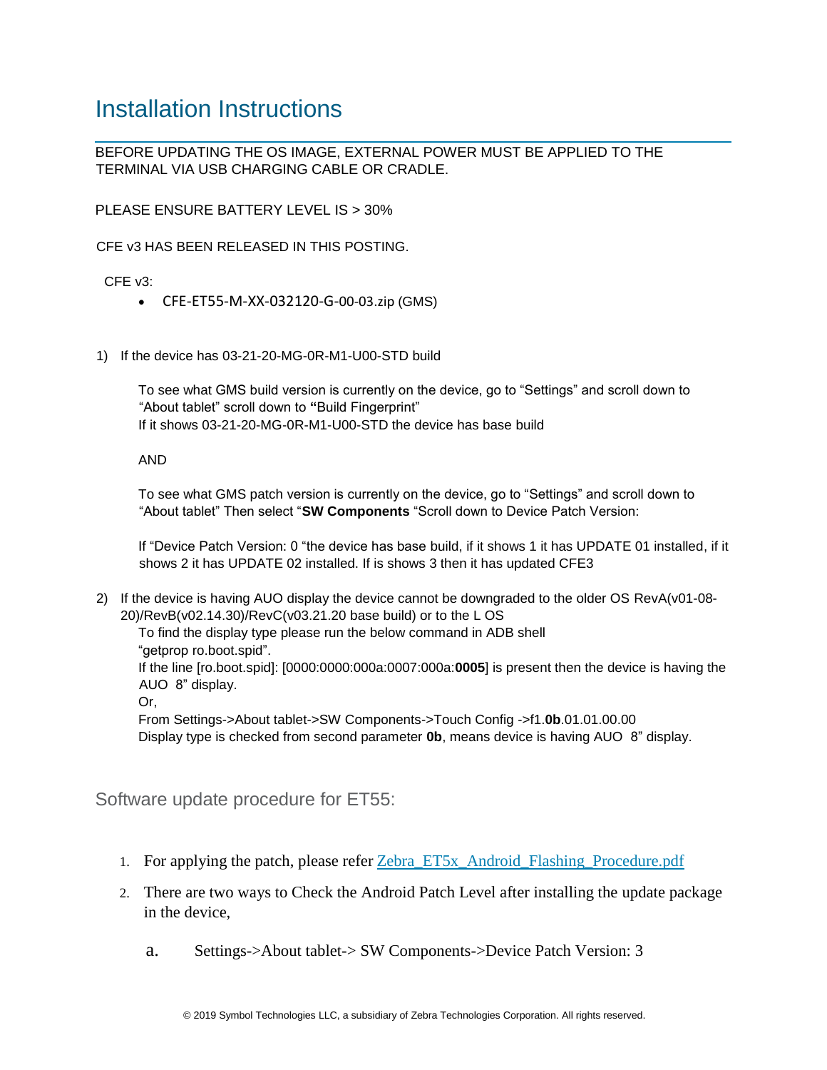# Installation Instructions

BEFORE UPDATING THE OS IMAGE, EXTERNAL POWER MUST BE APPLIED TO THE TERMINAL VIA USB CHARGING CABLE OR CRADLE.

PLEASE ENSURE BATTERY LEVEL IS > 30%

CFE v3 HAS BEEN RELEASED IN THIS POSTING.

CFE v3:

- CFE-ET55-M-XX-032120-G-00-03.zip (GMS)

1) If the device has 03-21-20-MG-0R-M1-U00-STD build

   To see what GMS build version is currently on the device, go to "Settings" and scroll down to "About tablet" scroll down to **"**Build Fingerprint"
   If it shows 03-21-20-MG-0R-M1-U00-STD the device has base build

   AND

   To see what GMS patch version is currently on the device, go to "Settings" and scroll down to "About tablet" Then select "**SW Components** "Scroll down to Device Patch Version:

   If "Device Patch Version: 0 "the device has base build, if it shows 1 it has UPDATE 01 installed, if it shows 2 it has UPDATE 02 installed. If is shows 3 then it has updated CFE3

2) If the device is having AUO display the device cannot be downgraded to the older OS RevA(v01-08-20)/RevB(v02.14.30)/RevC(v03.21.20 base build) or to the L OS
   To find the display type please run the below command in ADB shell
   "getprop ro.boot.spid".
   If the line [ro.boot.spid]: [0000:0000:000a:0007:000a:**0005**] is present then the device is having the AUO 8" display.
   Or,
   From Settings->About tablet->SW Components->Touch Config ->f1.**0b**.01.01.00.00
   Display type is checked from second parameter **0b**, means device is having AUO 8" display.

## Software update procedure for ET55:

1. For applying the patch, please refer Zebra_ET5x_Android_Flashing_Procedure.pdf
2. There are two ways to Check the Android Patch Level after installing the update package in the device,

   a. Settings->About tablet-> SW Components->Device Patch Version: 3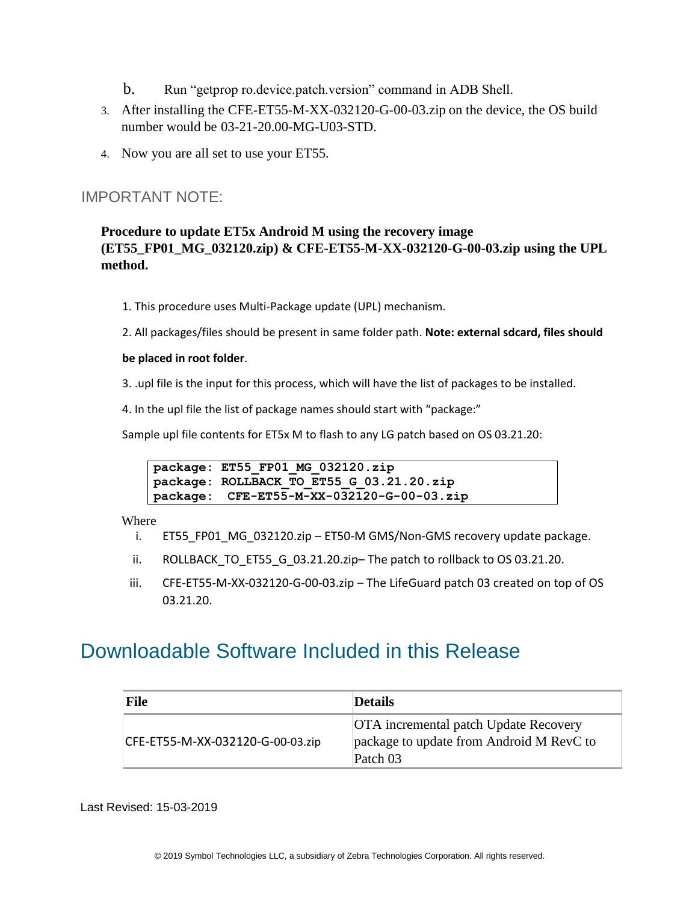b. Run “getprop ro.device.patch.version” command in ADB Shell.

3. After installing the CFE-ET55-M-XX-032120-G-00-03.zip on the device, the OS build number would be 03-21-20.00-MG-U03-STD.

4. Now you are all set to use your ET55.

## IMPORTANT NOTE:

**Procedure to update ET5x Android M using the recovery image (ET55_FP01_MG_032120.zip) & CFE-ET55-M-XX-032120-G-00-03.zip using the UPL method.**

1. This procedure uses Multi-Package update (UPL) mechanism.

2. All packages/files should be present in same folder path. **Note: external sdcard, files should be placed in root folder**.

3. .upl file is the input for this process, which will have the list of packages to be installed.

4. In the upl file the list of package names should start with “package:”

Sample upl file contents for ET5x M to flash to any LG patch based on OS 03.21.20:

```
package: ET55_FP01_MG_032120.zip
package: ROLLBACK_TO_ET55_G_03.21.20.zip
package:  CFE-ET55-M-XX-032120-G-00-03.zip
```

Where

i. ET55_FP01_MG_032120.zip – ET50-M GMS/Non-GMS recovery update package.

ii. ROLLBACK_TO_ET55_G_03.21.20.zip– The patch to rollback to OS 03.21.20.

iii. CFE-ET55-M-XX-032120-G-00-03.zip – The LifeGuard patch 03 created on top of OS 03.21.20.

# Downloadable Software Included in this Release

| File | Details |
|---|---|
| CFE-ET55-M-XX-032120-G-00-03.zip | OTA incremental patch Update Recovery package to update from Android M RevC to Patch 03 |

Last Revised: 15-03-2019

© 2019 Symbol Technologies LLC, a subsidiary of Zebra Technologies Corporation. All rights reserved.